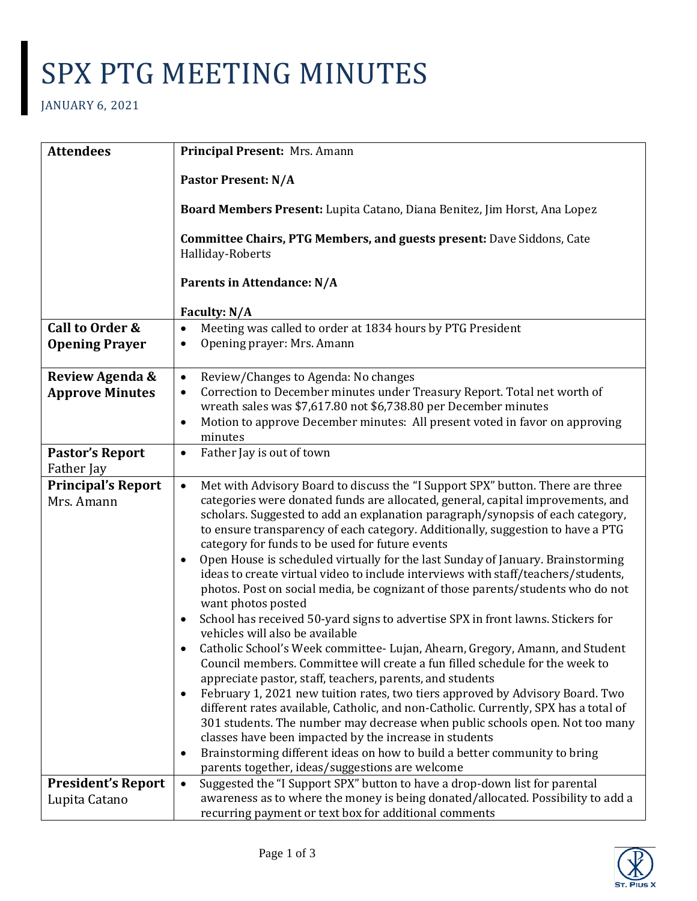# SPX PTG MEETING MINUTES

JANUARY 6, 2021

| | |
|---|---|
| **Attendees** | **Principal Present:** Mrs. Amann<br><br>**Pastor Present: N/A**<br><br>**Board Members Present:** Lupita Catano, Diana Benitez, Jim Horst, Ana Lopez<br><br>**Committee Chairs, PTG Members, and guests present:** Dave Siddons, Cate Halliday-Roberts<br><br>**Parents in Attendance: N/A**<br><br>**Faculty: N/A** |
| **Call to Order & Opening Prayer** | • Meeting was called to order at 1834 hours by PTG President<br>• Opening prayer: Mrs. Amann |
| **Review Agenda & Approve Minutes** | • Review/Changes to Agenda: No changes<br>• Correction to December minutes under Treasury Report. Total net worth of wreath sales was $7,617.80 not $6,738.80 per December minutes<br>• Motion to approve December minutes: All present voted in favor on approving minutes |
| **Pastor's Report** Father Jay | • Father Jay is out of town |
| **Principal's Report** Mrs. Amann | • Met with Advisory Board to discuss the "I Support SPX" button. There are three categories were donated funds are allocated, general, capital improvements, and scholars. Suggested to add an explanation paragraph/synopsis of each category, to ensure transparency of each category. Additionally, suggestion to have a PTG category for funds to be used for future events<br>• Open House is scheduled virtually for the last Sunday of January. Brainstorming ideas to create virtual video to include interviews with staff/teachers/students, photos. Post on social media, be cognizant of those parents/students who do not want photos posted<br>• School has received 50-yard signs to advertise SPX in front lawns. Stickers for vehicles will also be available<br>• Catholic School's Week committee- Lujan, Ahearn, Gregory, Amann, and Student Council members. Committee will create a fun filled schedule for the week to appreciate pastor, staff, teachers, parents, and students<br>• February 1, 2021 new tuition rates, two tiers approved by Advisory Board. Two different rates available, Catholic, and non-Catholic. Currently, SPX has a total of 301 students. The number may decrease when public schools open. Not too many classes have been impacted by the increase in students<br>• Brainstorming different ideas on how to build a better community to bring parents together, ideas/suggestions are welcome |
| **President's Report** Lupita Catano | • Suggested the "I Support SPX" button to have a drop-down list for parental awareness as to where the money is being donated/allocated. Possibility to add a recurring payment or text box for additional comments |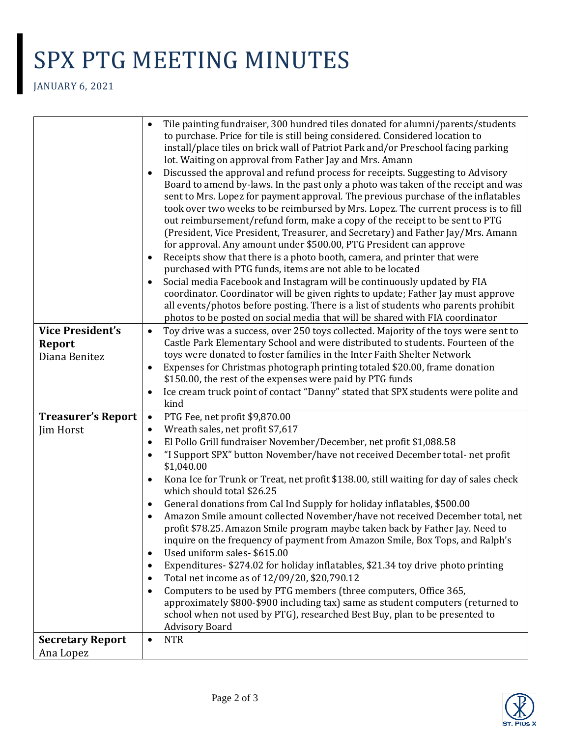# SPX PTG MEETING MINUTES

JANUARY 6, 2021

| | |
|---|---|
| | • Tile painting fundraiser, 300 hundred tiles donated for alumni/parents/students to purchase. Price for tile is still being considered. Considered location to install/place tiles on brick wall of Patriot Park and/or Preschool facing parking lot. Waiting on approval from Father Jay and Mrs. Amann<br>• Discussed the approval and refund process for receipts. Suggesting to Advisory Board to amend by-laws. In the past only a photo was taken of the receipt and was sent to Mrs. Lopez for payment approval. The previous purchase of the inflatables took over two weeks to be reimbursed by Mrs. Lopez. The current process is to fill out reimbursement/refund form, make a copy of the receipt to be sent to PTG (President, Vice President, Treasurer, and Secretary) and Father Jay/Mrs. Amann for approval. Any amount under $500.00, PTG President can approve<br>• Receipts show that there is a photo booth, camera, and printer that were purchased with PTG funds, items are not able to be located<br>• Social media Facebook and Instagram will be continuously updated by FIA coordinator. Coordinator will be given rights to update; Father Jay must approve all events/photos before posting. There is a list of students who parents prohibit photos to be posted on social media that will be shared with FIA coordinator |
| **Vice President's Report**<br>Diana Benitez | • Toy drive was a success, over 250 toys collected. Majority of the toys were sent to Castle Park Elementary School and were distributed to students. Fourteen of the toys were donated to foster families in the Inter Faith Shelter Network<br>• Expenses for Christmas photograph printing totaled $20.00, frame donation $150.00, the rest of the expenses were paid by PTG funds<br>• Ice cream truck point of contact "Danny" stated that SPX students were polite and kind |
| **Treasurer's Report**<br>Jim Horst | • PTG Fee, net profit $9,870.00<br>• Wreath sales, net profit $7,617<br>• El Pollo Grill fundraiser November/December, net profit $1,088.58<br>• "I Support SPX" button November/have not received December total- net profit $1,040.00<br>• Kona Ice for Trunk or Treat, net profit $138.00, still waiting for day of sales check which should total $26.25<br>• General donations from Cal Ind Supply for holiday inflatables, $500.00<br>• Amazon Smile amount collected November/have not received December total, net profit $78.25. Amazon Smile program maybe taken back by Father Jay. Need to inquire on the frequency of payment from Amazon Smile, Box Tops, and Ralph's<br>• Used uniform sales- $615.00<br>• Expenditures- $274.02 for holiday inflatables, $21.34 toy drive photo printing<br>• Total net income as of 12/09/20, $20,790.12<br>• Computers to be used by PTG members (three computers, Office 365, approximately $800-$900 including tax) same as student computers (returned to school when not used by PTG), researched Best Buy, plan to be presented to Advisory Board |
| **Secretary Report**<br>Ana Lopez | • NTR |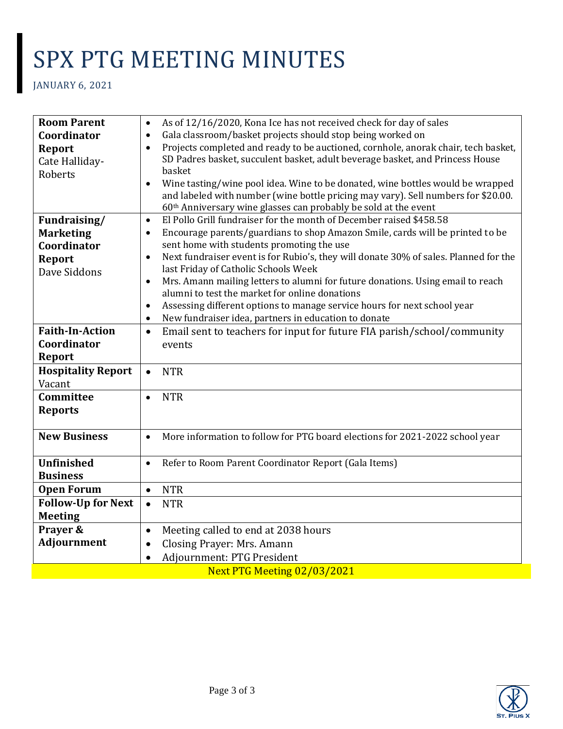# SPX PTG MEETING MINUTES

JANUARY 6, 2021

| | |
|---|---|
| **Room Parent Coordinator Report** Cate Halliday-Roberts | • As of 12/16/2020, Kona Ice has not received check for day of sales<br>• Gala classroom/basket projects should stop being worked on<br>• Projects completed and ready to be auctioned, cornhole, anorak chair, tech basket, SD Padres basket, succulent basket, adult beverage basket, and Princess House basket<br>• Wine tasting/wine pool idea. Wine to be donated, wine bottles would be wrapped and labeled with number (wine bottle pricing may vary). Sell numbers for $20.00. 60th Anniversary wine glasses can probably be sold at the event |
| **Fundraising/ Marketing Coordinator Report** Dave Siddons | • El Pollo Grill fundraiser for the month of December raised $458.58<br>• Encourage parents/guardians to shop Amazon Smile, cards will be printed to be sent home with students promoting the use<br>• Next fundraiser event is for Rubio's, they will donate 30% of sales. Planned for the last Friday of Catholic Schools Week<br>• Mrs. Amann mailing letters to alumni for future donations. Using email to reach alumni to test the market for online donations<br>• Assessing different options to manage service hours for next school year<br>• New fundraiser idea, partners in education to donate |
| **Faith-In-Action Coordinator Report** | • Email sent to teachers for input for future FIA parish/school/community events |
| **Hospitality Report** Vacant | • NTR |
| **Committee Reports** | • NTR |
| **New Business** | • More information to follow for PTG board elections for 2021-2022 school year |
| **Unfinished Business** | • Refer to Room Parent Coordinator Report (Gala Items) |
| **Open Forum** | • NTR |
| **Follow-Up for Next Meeting** | • NTR |
| **Prayer & Adjournment** | • Meeting called to end at 2038 hours<br>• Closing Prayer: Mrs. Amann<br>• Adjournment: PTG President |

Next PTG Meeting 02/03/2021